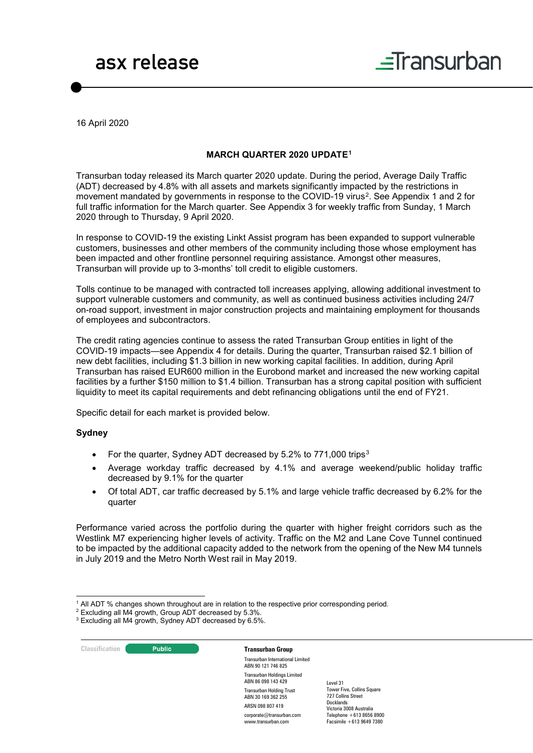asx release

16 April 2020

## MARCH QUARTER 2020 UPDATE[1]

Transurban today released its March quarter 2020 update. During the period, Average Daily Traffic (ADT) decreased by 4.8% with all assets and markets significantly impacted by the restrictions in movement mandated by governments in response to the COVID-19 virus[2]. See Appendix 1 and 2 for full traffic information for the March quarter. See Appendix 3 for weekly traffic from Sunday, 1 March 2020 through to Thursday, 9 April 2020.

In response to COVID-19 the existing Linkt Assist program has been expanded to support vulnerable customers, businesses and other members of the community including those whose employment has been impacted and other frontline personnel requiring assistance. Amongst other measures, Transurban will provide up to 3-months' toll credit to eligible customers.

Tolls continue to be managed with contracted toll increases applying, allowing additional investment to support vulnerable customers and community, as well as continued business activities including 24/7 on-road support, investment in major construction projects and maintaining employment for thousands of employees and subcontractors.

The credit rating agencies continue to assess the rated Transurban Group entities in light of the COVID-19 impacts—see Appendix 4 for details. During the quarter, Transurban raised $2.1 billion of new debt facilities, including $1.3 billion in new working capital facilities. In addition, during April Transurban has raised EUR600 million in the Eurobond market and increased the new working capital facilities by a further $150 million to $1.4 billion. Transurban has a strong capital position with sufficient liquidity to meet its capital requirements and debt refinancing obligations until the end of FY21.

Specific detail for each market is provided below.

### Sydney

- For the quarter, Sydney ADT decreased by 5.2% to 771,000 trips[3]
- Average workday traffic decreased by 4.1% and average weekend/public holiday traffic decreased by 9.1% for the quarter
- Of total ADT, car traffic decreased by 5.1% and large vehicle traffic decreased by 6.2% for the quarter

Performance varied across the portfolio during the quarter with higher freight corridors such as the Westlink M7 experiencing higher levels of activity. Traffic on the M2 and Lane Cove Tunnel continued to be impacted by the additional capacity added to the network from the opening of the New M4 tunnels in July 2019 and the Metro North West rail in May 2019.

[1] All ADT % changes shown throughout are in relation to the respective prior corresponding period.
[2] Excluding all M4 growth, Group ADT decreased by 5.3%.
[3] Excluding all M4 growth, Sydney ADT decreased by 6.5%.

Classification: Public

**Transurban Group**

Transurban International Limited
ABN 90 121 746 825
Transurban Holdings Limited
ABN 86 098 143 429
Transurban Holding Trust
ABN 30 169 362 255
ARSN 098 807 419
corporate@transurban.com
www.transurban.com

Level 31
Tower Five, Collins Square
727 Collins Street
Docklands
Victoria 3008 Australia
Telephone +613 8656 8900
Facsimile +613 9649 7380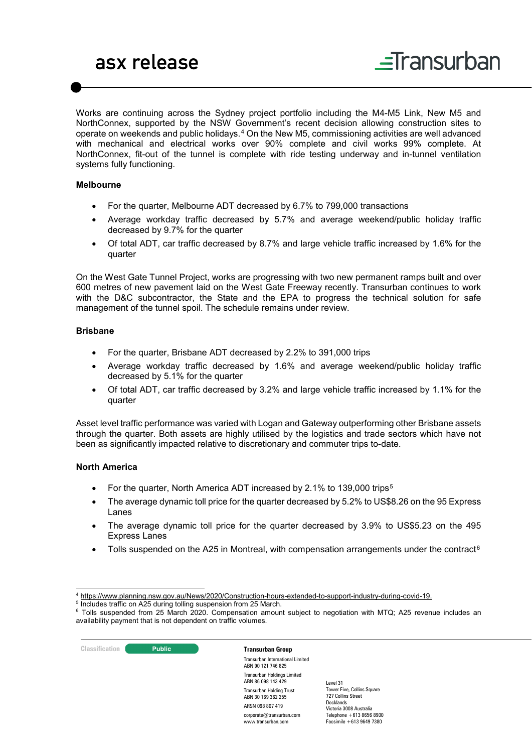Works are continuing across the Sydney project portfolio including the M4-M5 Link, New M5 and NorthConnex, supported by the NSW Government's recent decision allowing construction sites to operate on weekends and public holidays.[4] On the New M5, commissioning activities are well advanced with mechanical and electrical works over 90% complete and civil works 99% complete. At NorthConnex, fit-out of the tunnel is complete with ride testing underway and in-tunnel ventilation systems fully functioning.

**Melbourne**

- For the quarter, Melbourne ADT decreased by 6.7% to 799,000 transactions
- Average workday traffic decreased by 5.7% and average weekend/public holiday traffic decreased by 9.7% for the quarter
- Of total ADT, car traffic decreased by 8.7% and large vehicle traffic increased by 1.6% for the quarter

On the West Gate Tunnel Project, works are progressing with two new permanent ramps built and over 600 metres of new pavement laid on the West Gate Freeway recently. Transurban continues to work with the D&C subcontractor, the State and the EPA to progress the technical solution for safe management of the tunnel spoil. The schedule remains under review.

**Brisbane**

- For the quarter, Brisbane ADT decreased by 2.2% to 391,000 trips
- Average workday traffic decreased by 1.6% and average weekend/public holiday traffic decreased by 5.1% for the quarter
- Of total ADT, car traffic decreased by 3.2% and large vehicle traffic increased by 1.1% for the quarter

Asset level traffic performance was varied with Logan and Gateway outperforming other Brisbane assets through the quarter. Both assets are highly utilised by the logistics and trade sectors which have not been as significantly impacted relative to discretionary and commuter trips to-date.

**North America**

- For the quarter, North America ADT increased by 2.1% to 139,000 trips[5]
- The average dynamic toll price for the quarter decreased by 5.2% to US$8.26 on the 95 Express Lanes
- The average dynamic toll price for the quarter decreased by 3.9% to US$5.23 on the 495 Express Lanes
- Tolls suspended on the A25 in Montreal, with compensation arrangements under the contract[6]

---

[4] https://www.planning.nsw.gov.au/News/2020/Construction-hours-extended-to-support-industry-during-covid-19.

[5] Includes traffic on A25 during tolling suspension from 25 March.

[6] Tolls suspended from 25 March 2020. Compensation amount subject to negotiation with MTQ; A25 revenue includes an availability payment that is not dependent on traffic volumes.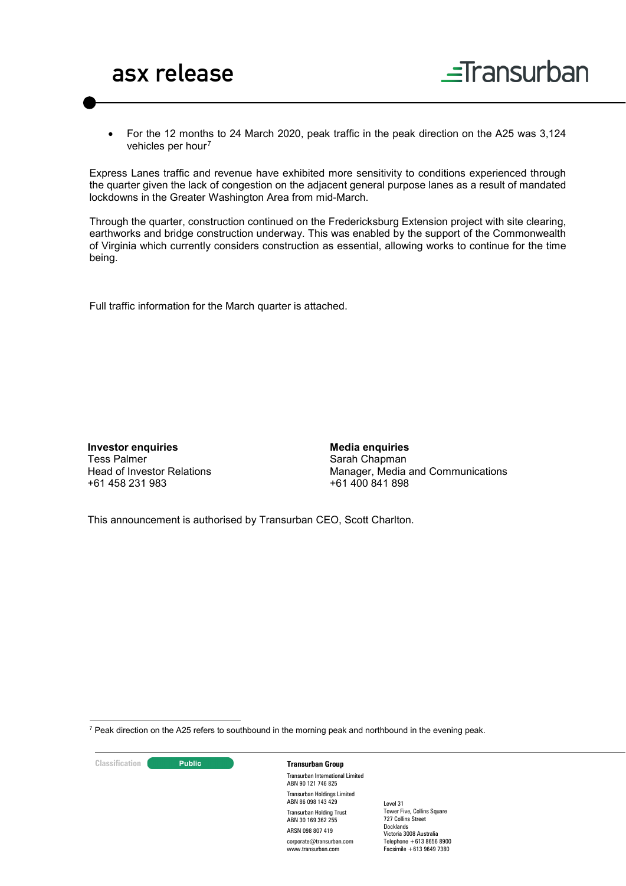- For the 12 months to 24 March 2020, peak traffic in the peak direction on the A25 was 3,124 vehicles per hour[7]

Express Lanes traffic and revenue have exhibited more sensitivity to conditions experienced through the quarter given the lack of congestion on the adjacent general purpose lanes as a result of mandated lockdowns in the Greater Washington Area from mid-March.

Through the quarter, construction continued on the Fredericksburg Extension project with site clearing, earthworks and bridge construction underway. This was enabled by the support of the Commonwealth of Virginia which currently considers construction as essential, allowing works to continue for the time being.

Full traffic information for the March quarter is attached.

**Investor enquiries**
Tess Palmer
Head of Investor Relations
+61 458 231 983

**Media enquiries**
Sarah Chapman
Manager, Media and Communications
+61 400 841 898

This announcement is authorised by Transurban CEO, Scott Charlton.

[7] Peak direction on the A25 refers to southbound in the morning peak and northbound in the evening peak.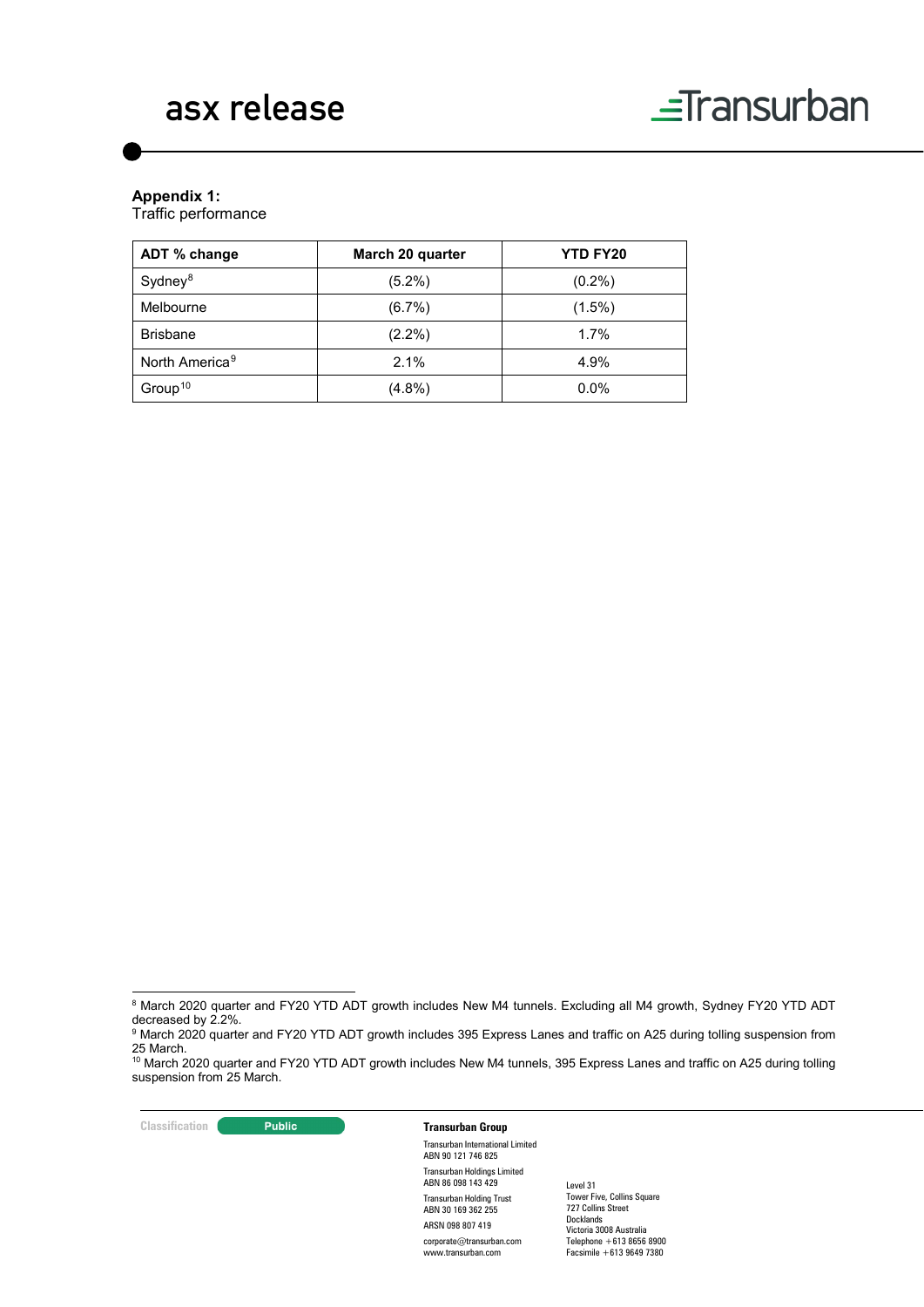**Appendix 1:**
Traffic performance

| ADT % change | March 20 quarter | YTD FY20 |
|---|---|---|
| Sydney[8] | (5.2%) | (0.2%) |
| Melbourne | (6.7%) | (1.5%) |
| Brisbane | (2.2%) | 1.7% |
| North America[9] | 2.1% | 4.9% |
| Group[10] | (4.8%) | 0.0% |

[8] March 2020 quarter and FY20 YTD ADT growth includes New M4 tunnels. Excluding all M4 growth, Sydney FY20 YTD ADT decreased by 2.2%.

[9] March 2020 quarter and FY20 YTD ADT growth includes 395 Express Lanes and traffic on A25 during tolling suspension from 25 March.

[10] March 2020 quarter and FY20 YTD ADT growth includes New M4 tunnels, 395 Express Lanes and traffic on A25 during tolling suspension from 25 March.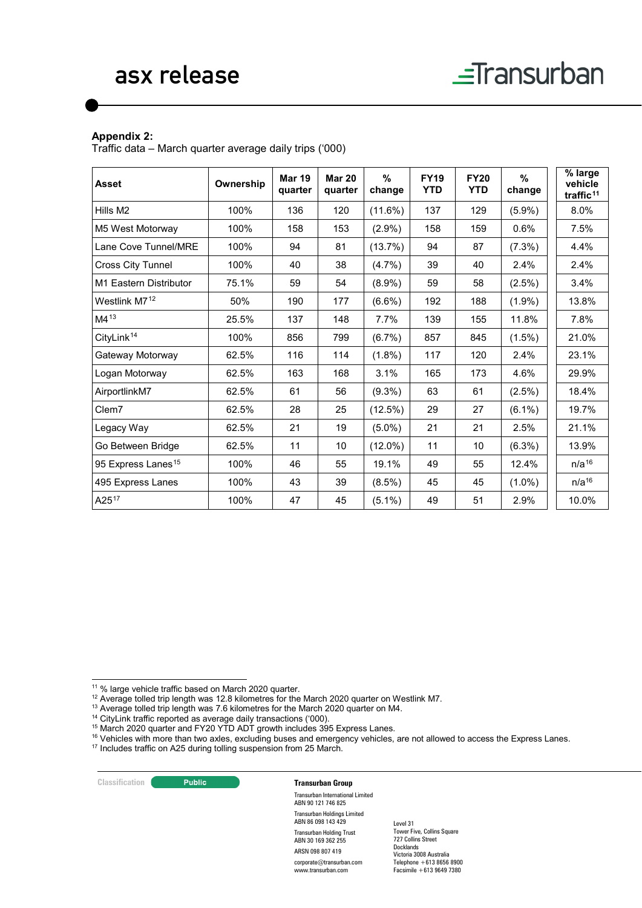**Appendix 2:**

Traffic data – March quarter average daily trips ('000)

| Asset | Ownership | Mar 19 quarter | Mar 20 quarter | % change | FY19 YTD | FY20 YTD | % change | % large vehicle traffic[11] |
|---|---|---|---|---|---|---|---|---|
| Hills M2 | 100% | 136 | 120 | (11.6%) | 137 | 129 | (5.9%) | 8.0% |
| M5 West Motorway | 100% | 158 | 153 | (2.9%) | 158 | 159 | 0.6% | 7.5% |
| Lane Cove Tunnel/MRE | 100% | 94 | 81 | (13.7%) | 94 | 87 | (7.3%) | 4.4% |
| Cross City Tunnel | 100% | 40 | 38 | (4.7%) | 39 | 40 | 2.4% | 2.4% |
| M1 Eastern Distributor | 75.1% | 59 | 54 | (8.9%) | 59 | 58 | (2.5%) | 3.4% |
| Westlink M7[12] | 50% | 190 | 177 | (6.6%) | 192 | 188 | (1.9%) | 13.8% |
| M4[13] | 25.5% | 137 | 148 | 7.7% | 139 | 155 | 11.8% | 7.8% |
| CityLink[14] | 100% | 856 | 799 | (6.7%) | 857 | 845 | (1.5%) | 21.0% |
| Gateway Motorway | 62.5% | 116 | 114 | (1.8%) | 117 | 120 | 2.4% | 23.1% |
| Logan Motorway | 62.5% | 163 | 168 | 3.1% | 165 | 173 | 4.6% | 29.9% |
| AirportlinkM7 | 62.5% | 61 | 56 | (9.3%) | 63 | 61 | (2.5%) | 18.4% |
| Clem7 | 62.5% | 28 | 25 | (12.5%) | 29 | 27 | (6.1%) | 19.7% |
| Legacy Way | 62.5% | 21 | 19 | (5.0%) | 21 | 21 | 2.5% | 21.1% |
| Go Between Bridge | 62.5% | 11 | 10 | (12.0%) | 11 | 10 | (6.3%) | 13.9% |
| 95 Express Lanes[15] | 100% | 46 | 55 | 19.1% | 49 | 55 | 12.4% | n/a[16] |
| 495 Express Lanes | 100% | 43 | 39 | (8.5%) | 45 | 45 | (1.0%) | n/a[16] |
| A25[17] | 100% | 47 | 45 | (5.1%) | 49 | 51 | 2.9% | 10.0% |

[11] % large vehicle traffic based on March 2020 quarter.
[12] Average tolled trip length was 12.8 kilometres for the March 2020 quarter on Westlink M7.
[13] Average tolled trip length was 7.6 kilometres for the March 2020 quarter on M4.
[14] CityLink traffic reported as average daily transactions ('000).
[15] March 2020 quarter and FY20 YTD ADT growth includes 395 Express Lanes.
[16] Vehicles with more than two axles, excluding buses and emergency vehicles, are not allowed to access the Express Lanes.
[17] Includes traffic on A25 during tolling suspension from 25 March.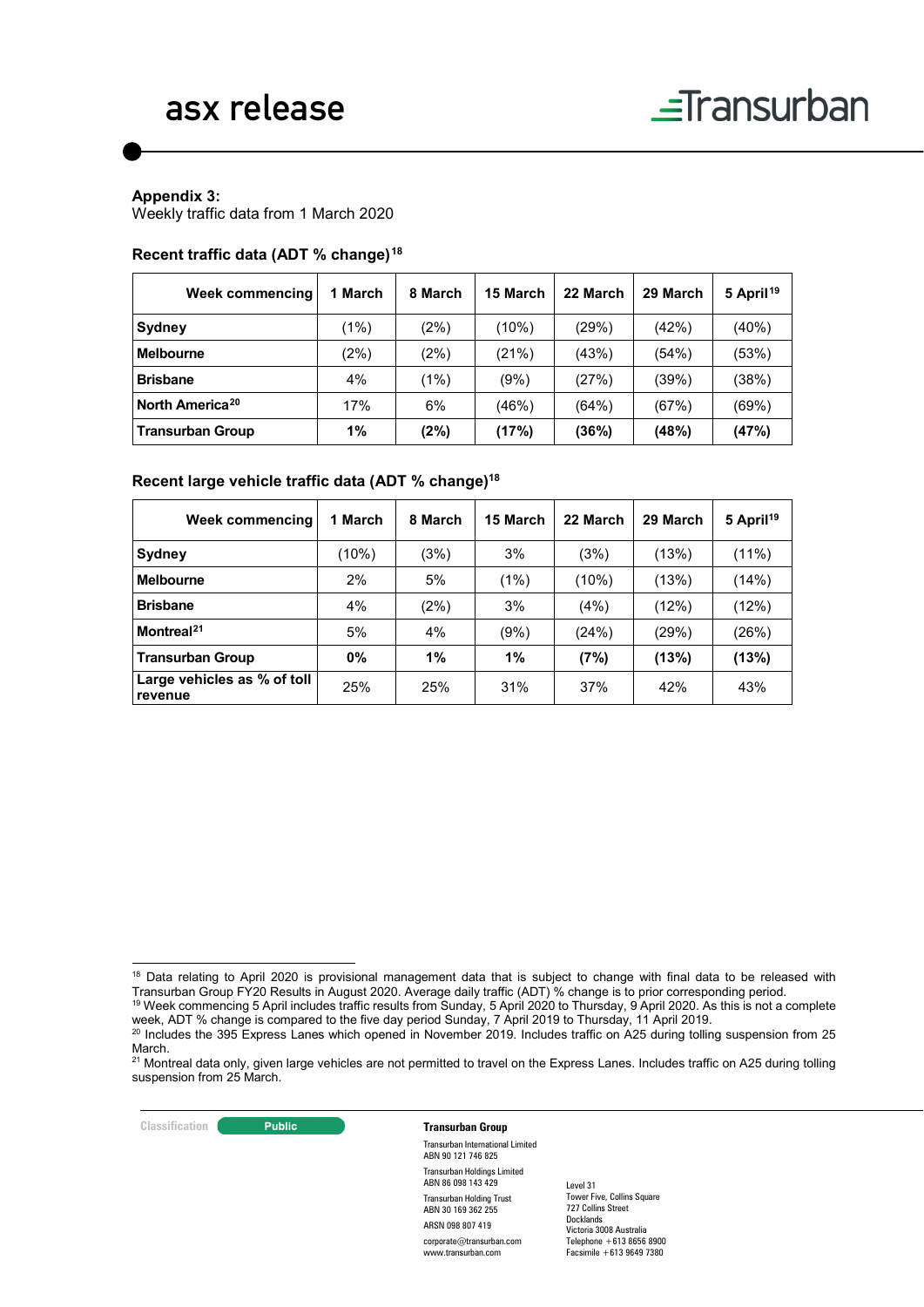**Appendix 3:**
Weekly traffic data from 1 March 2020

### Recent traffic data (ADT % change)[18]

| Week commencing | 1 March | 8 March | 15 March | 22 March | 29 March | 5 April[19] |
|---|---|---|---|---|---|---|
| **Sydney** | (1%) | (2%) | (10%) | (29%) | (42%) | (40%) |
| **Melbourne** | (2%) | (2%) | (21%) | (43%) | (54%) | (53%) |
| **Brisbane** | 4% | (1%) | (9%) | (27%) | (39%) | (38%) |
| **North America[20]** | 17% | 6% | (46%) | (64%) | (67%) | (69%) |
| **Transurban Group** | **1%** | **(2%)** | **(17%)** | **(36%)** | **(48%)** | **(47%)** |

### Recent large vehicle traffic data (ADT % change)[18]

| Week commencing | 1 March | 8 March | 15 March | 22 March | 29 March | 5 April[19] |
|---|---|---|---|---|---|---|
| **Sydney** | (10%) | (3%) | 3% | (3%) | (13%) | (11%) |
| **Melbourne** | 2% | 5% | (1%) | (10%) | (13%) | (14%) |
| **Brisbane** | 4% | (2%) | 3% | (4%) | (12%) | (12%) |
| **Montreal[21]** | 5% | 4% | (9%) | (24%) | (29%) | (26%) |
| **Transurban Group** | **0%** | **1%** | **1%** | **(7%)** | **(13%)** | **(13%)** |
| **Large vehicles as % of toll revenue** | 25% | 25% | 31% | 37% | 42% | 43% |

[18] Data relating to April 2020 is provisional management data that is subject to change with final data to be released with Transurban Group FY20 Results in August 2020. Average daily traffic (ADT) % change is to prior corresponding period.

[19] Week commencing 5 April includes traffic results from Sunday, 5 April 2020 to Thursday, 9 April 2020. As this is not a complete week, ADT % change is compared to the five day period Sunday, 7 April 2019 to Thursday, 11 April 2019.

[20] Includes the 395 Express Lanes which opened in November 2019. Includes traffic on A25 during tolling suspension from 25 March.

[21] Montreal data only, given large vehicles are not permitted to travel on the Express Lanes. Includes traffic on A25 during tolling suspension from 25 March.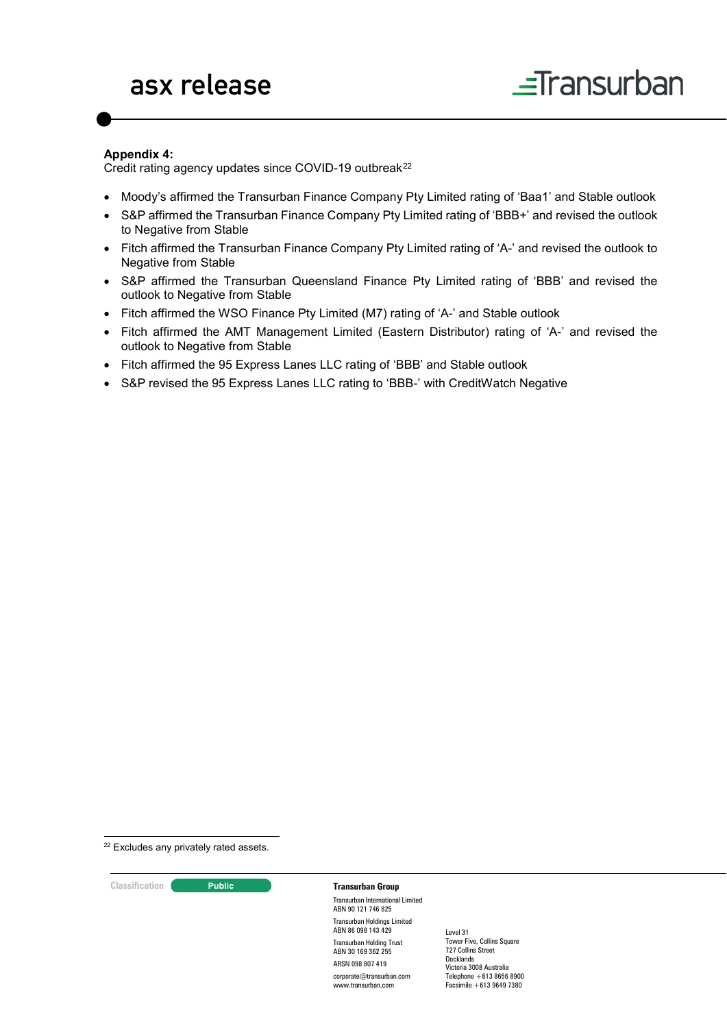**Appendix 4:**
Credit rating agency updates since COVID-19 outbreak[22]

- Moody's affirmed the Transurban Finance Company Pty Limited rating of 'Baa1' and Stable outlook
- S&P affirmed the Transurban Finance Company Pty Limited rating of 'BBB+' and revised the outlook to Negative from Stable
- Fitch affirmed the Transurban Finance Company Pty Limited rating of 'A-' and revised the outlook to Negative from Stable
- S&P affirmed the Transurban Queensland Finance Pty Limited rating of 'BBB' and revised the outlook to Negative from Stable
- Fitch affirmed the WSO Finance Pty Limited (M7) rating of 'A-' and Stable outlook
- Fitch affirmed the AMT Management Limited (Eastern Distributor) rating of 'A-' and revised the outlook to Negative from Stable
- Fitch affirmed the 95 Express Lanes LLC rating of 'BBB' and Stable outlook
- S&P revised the 95 Express Lanes LLC rating to 'BBB-' with CreditWatch Negative

[22] Excludes any privately rated assets.